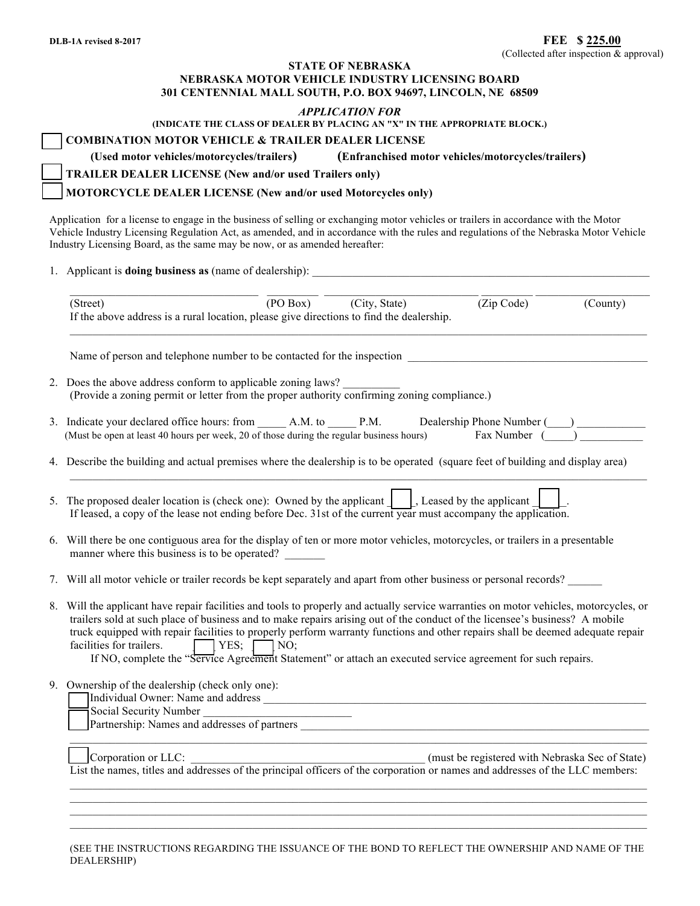DLB-1A revised 8-2017

**FEE $ 225.00**
(Collected after inspection & approval)

**STATE OF NEBRASKA**
**NEBRASKA MOTOR VEHICLE INDUSTRY LICENSING BOARD**
**301 CENTENNIAL MALL SOUTH, P.O. BOX 94697, LINCOLN, NE 68509**

***APPLICATION FOR***

**(INDICATE THE CLASS OF DEALER BY PLACING AN "X" IN THE APPROPRIATE BLOCK.)**

☐ **COMBINATION MOTOR VEHICLE & TRAILER DEALER LICENSE**

**(Used motor vehicles/motorcycles/trailers)** **(Enfranchised motor vehicles/motorcycles/trailers)**

☐ **TRAILER DEALER LICENSE (New and/or used Trailers only)**

☐ **MOTORCYCLE DEALER LICENSE (New and/or used Motorcycles only)**

Application for a license to engage in the business of selling or exchanging motor vehicles or trailers in accordance with the Motor Vehicle Industry Licensing Regulation Act, as amended, and in accordance with the rules and regulations of the Nebraska Motor Vehicle Industry Licensing Board, as the same may be now, or as amended hereafter:

1. Applicant is **doing business as** (name of dealership): ____________________

   ____________ ____________ ____________ ____________ ____________
   (Street) (PO Box) (City, State) (Zip Code) (County)

   If the above address is a rural location, please give directions to find the dealership.

   ____________________

   Name of person and telephone number to be contacted for the inspection ____________________

2. Does the above address conform to applicable zoning laws? __________
   (Provide a zoning permit or letter from the proper authority confirming zoning compliance.)

3. Indicate your declared office hours: from _____ A.M. to _____ P.M. Dealership Phone Number (____) ___________
   (Must be open at least 40 hours per week, 20 of those during the regular business hours) Fax Number (_____) ___________

4. Describe the building and actual premises where the dealership is to be operated (square feet of building and display area)

   ____________________

5. The proposed dealer location is (check one): Owned by the applicant ☐, Leased by the applicant ☐.
   If leased, a copy of the lease not ending before Dec. 31st of the current year must accompany the application.

6. Will there be one contiguous area for the display of ten or more motor vehicles, motorcycles, or trailers in a presentable manner where this business is to be operated? _______

7. Will all motor vehicle or trailer records be kept separately and apart from other business or personal records? ______

8. Will the applicant have repair facilities and tools to properly and actually service warranties on motor vehicles, motorcycles, or trailers sold at such place of business and to make repairs arising out of the conduct of the licensee's business? A mobile truck equipped with repair facilities to properly perform warranty functions and other repairs shall be deemed adequate repair facilities for trailers. ☐ YES; ☐ NO;
   If NO, complete the "Service Agreement Statement" or attach an executed service agreement for such repairs.

9. Ownership of the dealership (check only one):

   ☐ Individual Owner: Name and address ____________________
   Social Security Number ____________________
   ☐ Partnership: Names and addresses of partners ____________________

   ____________________

   ☐ Corporation or LLC: ____________________ (must be registered with Nebraska Sec of State)
   List the names, titles and addresses of the principal officers of the corporation or names and addresses of the LLC members:

   ____________________
   ____________________
   ____________________
   ____________________

(SEE THE INSTRUCTIONS REGARDING THE ISSUANCE OF THE BOND TO REFLECT THE OWNERSHIP AND NAME OF THE DEALERSHIP)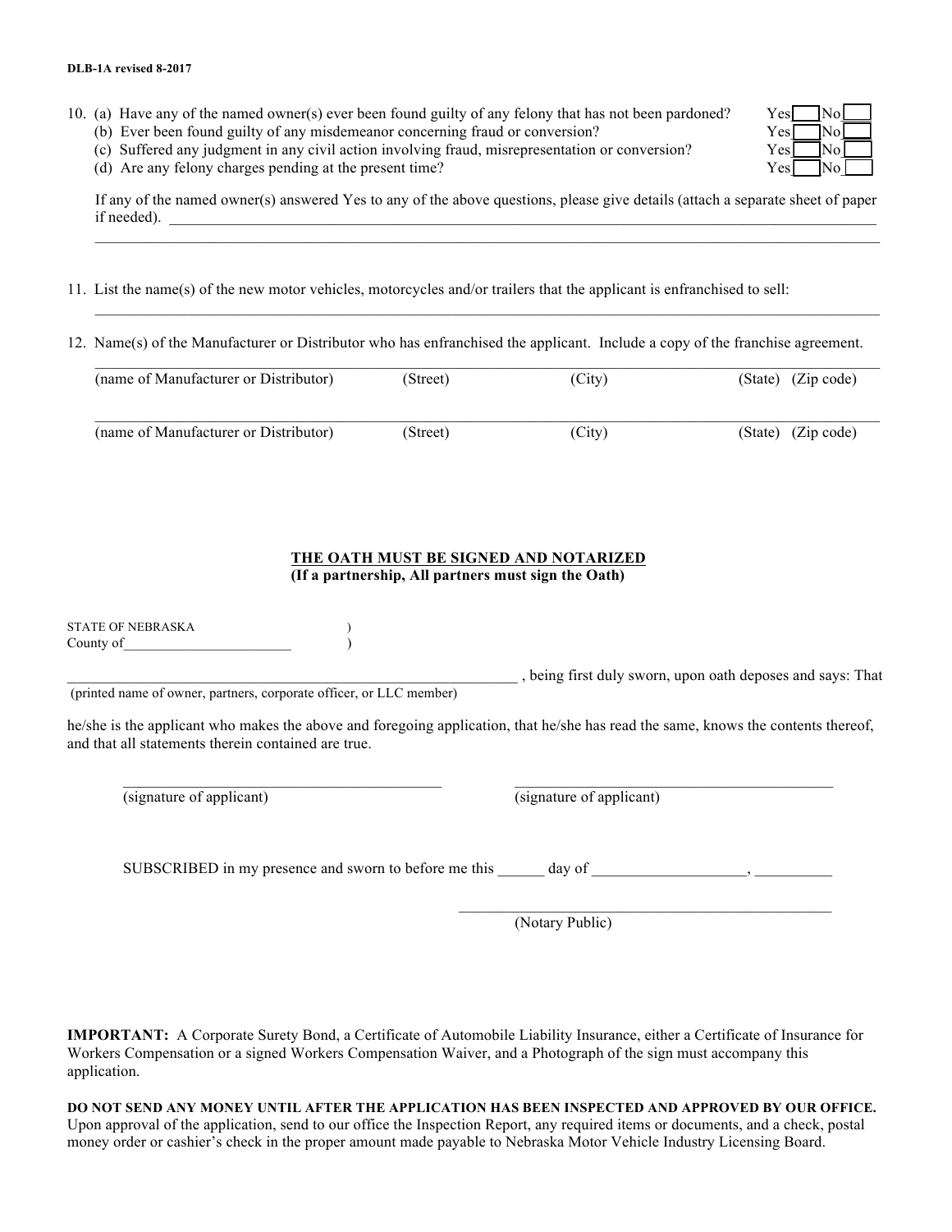DLB-1A revised 8-2017

10. (a) Have any of the named owner(s) ever been found guilty of any felony that has not been pardoned? Yes [ ] No [ ]
    (b) Ever been found guilty of any misdemeanor concerning fraud or conversion? Yes [ ] No [ ]
    (c) Suffered any judgment in any civil action involving fraud, misrepresentation or conversion? Yes [ ] No [ ]
    (d) Are any felony charges pending at the present time? Yes [ ] No [ ]

    If any of the named owner(s) answered Yes to any of the above questions, please give details (attach a separate sheet of paper if needed). ______________________________________________________________________
    ______________________________________________________________________

11. List the name(s) of the new motor vehicles, motorcycles and/or trailers that the applicant is enfranchised to sell:
    ______________________________________________________________________

12. Name(s) of the Manufacturer or Distributor who has enfranchised the applicant. Include a copy of the franchise agreement.

    ______________________________________________________________________
    (name of Manufacturer or Distributor) (Street) (City) (State) (Zip code)

    ______________________________________________________________________
    (name of Manufacturer or Distributor) (Street) (City) (State) (Zip code)

## THE OATH MUST BE SIGNED AND NOTARIZED

**(If a partnership, All partners must sign the Oath)**

STATE OF NEBRASKA )
County of________________________ )

________________________________________________ , being first duly sworn, upon oath deposes and says: That
(printed name of owner, partners, corporate officer, or LLC member)

he/she is the applicant who makes the above and foregoing application, that he/she has read the same, knows the contents thereof, and that all statements therein contained are true.

________________________________________ (signature of applicant)

________________________________________ (signature of applicant)

SUBSCRIBED in my presence and sworn to before me this ______ day of ___________________, __________

________________________________________
(Notary Public)

**IMPORTANT:** A Corporate Surety Bond, a Certificate of Automobile Liability Insurance, either a Certificate of Insurance for Workers Compensation or a signed Workers Compensation Waiver, and a Photograph of the sign must accompany this application.

**DO NOT SEND ANY MONEY UNTIL AFTER THE APPLICATION HAS BEEN INSPECTED AND APPROVED BY OUR OFFICE.** Upon approval of the application, send to our office the Inspection Report, any required items or documents, and a check, postal money order or cashier's check in the proper amount made payable to Nebraska Motor Vehicle Industry Licensing Board.